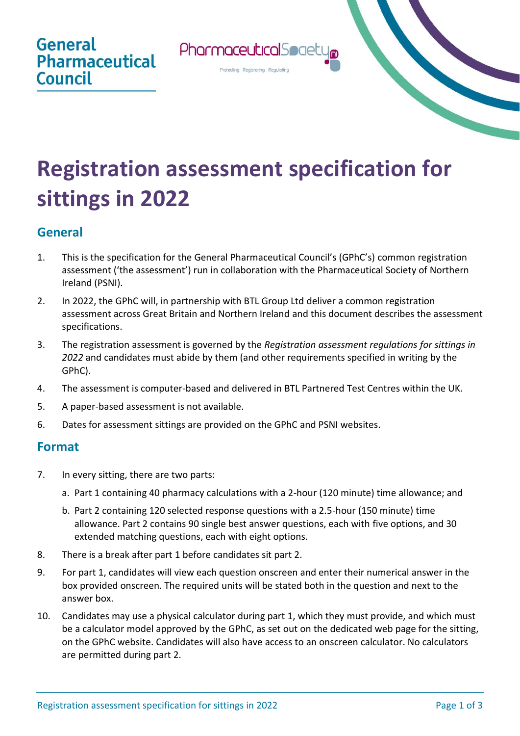General Pharmaceutical Council

PharmaceuticalSociety ni

Protecting Registering Regulating

# Registration assessment specification for sittings in 2022

## General

1. This is the specification for the General Pharmaceutical Council's (GPhC's) common registration assessment ('the assessment') run in collaboration with the Pharmaceutical Society of Northern Ireland (PSNI).
2. In 2022, the GPhC will, in partnership with BTL Group Ltd deliver a common registration assessment across Great Britain and Northern Ireland and this document describes the assessment specifications.
3. The registration assessment is governed by the *Registration assessment regulations for sittings in 2022* and candidates must abide by them (and other requirements specified in writing by the GPhC).
4. The assessment is computer-based and delivered in BTL Partnered Test Centres within the UK.
5. A paper-based assessment is not available.
6. Dates for assessment sittings are provided on the GPhC and PSNI websites.

## Format

7. In every sitting, there are two parts:
   a. Part 1 containing 40 pharmacy calculations with a 2-hour (120 minute) time allowance; and
   b. Part 2 containing 120 selected response questions with a 2.5-hour (150 minute) time allowance. Part 2 contains 90 single best answer questions, each with five options, and 30 extended matching questions, each with eight options.
8. There is a break after part 1 before candidates sit part 2.
9. For part 1, candidates will view each question onscreen and enter their numerical answer in the box provided onscreen. The required units will be stated both in the question and next to the answer box.
10. Candidates may use a physical calculator during part 1, which they must provide, and which must be a calculator model approved by the GPhC, as set out on the dedicated web page for the sitting, on the GPhC website. Candidates will also have access to an onscreen calculator. No calculators are permitted during part 2.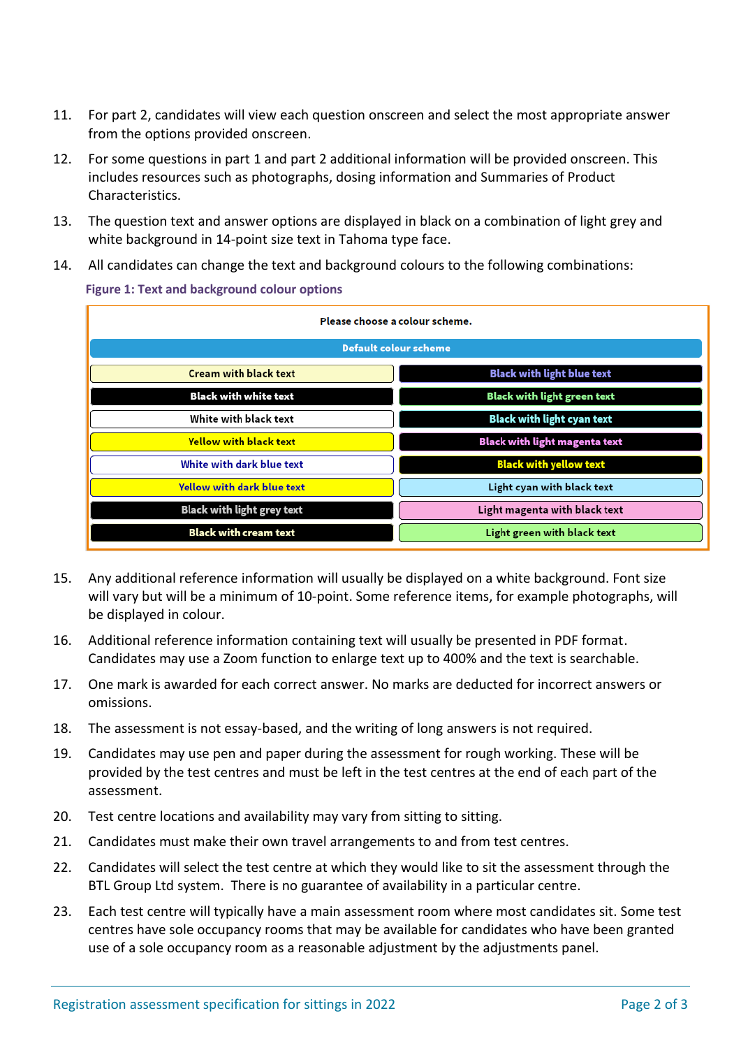11. For part 2, candidates will view each question onscreen and select the most appropriate answer from the options provided onscreen.
12. For some questions in part 1 and part 2 additional information will be provided onscreen. This includes resources such as photographs, dosing information and Summaries of Product Characteristics.
13. The question text and answer options are displayed in black on a combination of light grey and white background in 14-point size text in Tahoma type face.
14. All candidates can change the text and background colours to the following combinations:

**Figure 1: Text and background colour options**

| Please choose a colour scheme. | |
|---|---|
| Default colour scheme | |
| Cream with black text | Black with light blue text |
| Black with white text | Black with light green text |
| White with black text | Black with light cyan text |
| Yellow with black text | Black with light magenta text |
| White with dark blue text | Black with yellow text |
| Yellow with dark blue text | Light cyan with black text |
| Black with light grey text | Light magenta with black text |
| Black with cream text | Light green with black text |

15. Any additional reference information will usually be displayed on a white background. Font size will vary but will be a minimum of 10-point. Some reference items, for example photographs, will be displayed in colour.
16. Additional reference information containing text will usually be presented in PDF format. Candidates may use a Zoom function to enlarge text up to 400% and the text is searchable.
17. One mark is awarded for each correct answer. No marks are deducted for incorrect answers or omissions.
18. The assessment is not essay-based, and the writing of long answers is not required.
19. Candidates may use pen and paper during the assessment for rough working. These will be provided by the test centres and must be left in the test centres at the end of each part of the assessment.
20. Test centre locations and availability may vary from sitting to sitting.
21. Candidates must make their own travel arrangements to and from test centres.
22. Candidates will select the test centre at which they would like to sit the assessment through the BTL Group Ltd system. There is no guarantee of availability in a particular centre.
23. Each test centre will typically have a main assessment room where most candidates sit. Some test centres have sole occupancy rooms that may be available for candidates who have been granted use of a sole occupancy room as a reasonable adjustment by the adjustments panel.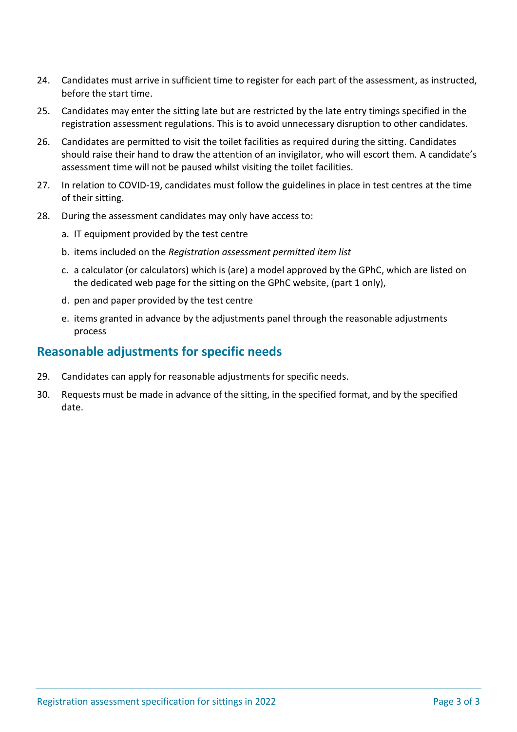24. Candidates must arrive in sufficient time to register for each part of the assessment, as instructed, before the start time.

25. Candidates may enter the sitting late but are restricted by the late entry timings specified in the registration assessment regulations. This is to avoid unnecessary disruption to other candidates.

26. Candidates are permitted to visit the toilet facilities as required during the sitting. Candidates should raise their hand to draw the attention of an invigilator, who will escort them. A candidate's assessment time will not be paused whilst visiting the toilet facilities.

27. In relation to COVID-19, candidates must follow the guidelines in place in test centres at the time of their sitting.

28. During the assessment candidates may only have access to:

    a. IT equipment provided by the test centre

    b. items included on the *Registration assessment permitted item list*

    c. a calculator (or calculators) which is (are) a model approved by the GPhC, which are listed on the dedicated web page for the sitting on the GPhC website, (part 1 only),

    d. pen and paper provided by the test centre

    e. items granted in advance by the adjustments panel through the reasonable adjustments process

## Reasonable adjustments for specific needs

29. Candidates can apply for reasonable adjustments for specific needs.

30. Requests must be made in advance of the sitting, in the specified format, and by the specified date.